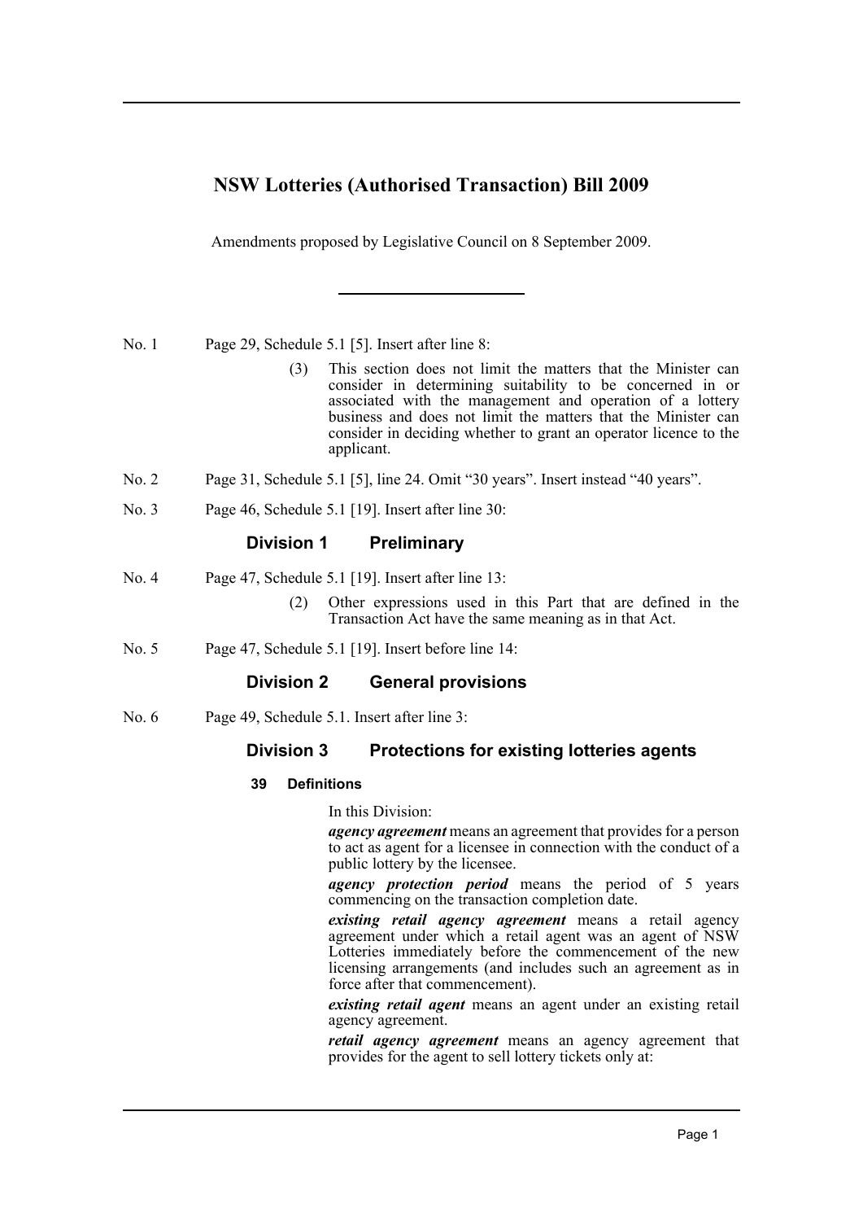# NSW Lotteries (Authorised Transaction) Bill 2009

Amendments proposed by Legislative Council on 8 September 2009.

---

No. 1 Page 29, Schedule 5.1 [5]. Insert after line 8:

> (3) This section does not limit the matters that the Minister can consider in determining suitability to be concerned in or associated with the management and operation of a lottery business and does not limit the matters that the Minister can consider in deciding whether to grant an operator licence to the applicant.

No. 2 Page 31, Schedule 5.1 [5], line 24. Omit "30 years". Insert instead "40 years".

No. 3 Page 46, Schedule 5.1 [19]. Insert after line 30:

> ### Division 1 Preliminary

No. 4 Page 47, Schedule 5.1 [19]. Insert after line 13:

> (2) Other expressions used in this Part that are defined in the Transaction Act have the same meaning as in that Act.

No. 5 Page 47, Schedule 5.1 [19]. Insert before line 14:

> ### Division 2 General provisions

No. 6 Page 49, Schedule 5.1. Insert after line 3:

> ### Division 3 Protections for existing lotteries agents
>
> #### 39 Definitions
>
> In this Division:
>
> ***agency agreement*** means an agreement that provides for a person to act as agent for a licensee in connection with the conduct of a public lottery by the licensee.
>
> ***agency protection period*** means the period of 5 years commencing on the transaction completion date.
>
> ***existing retail agency agreement*** means a retail agency agreement under which a retail agent was an agent of NSW Lotteries immediately before the commencement of the new licensing arrangements (and includes such an agreement as in force after that commencement).
>
> ***existing retail agent*** means an agent under an existing retail agency agreement.
>
> ***retail agency agreement*** means an agency agreement that provides for the agent to sell lottery tickets only at: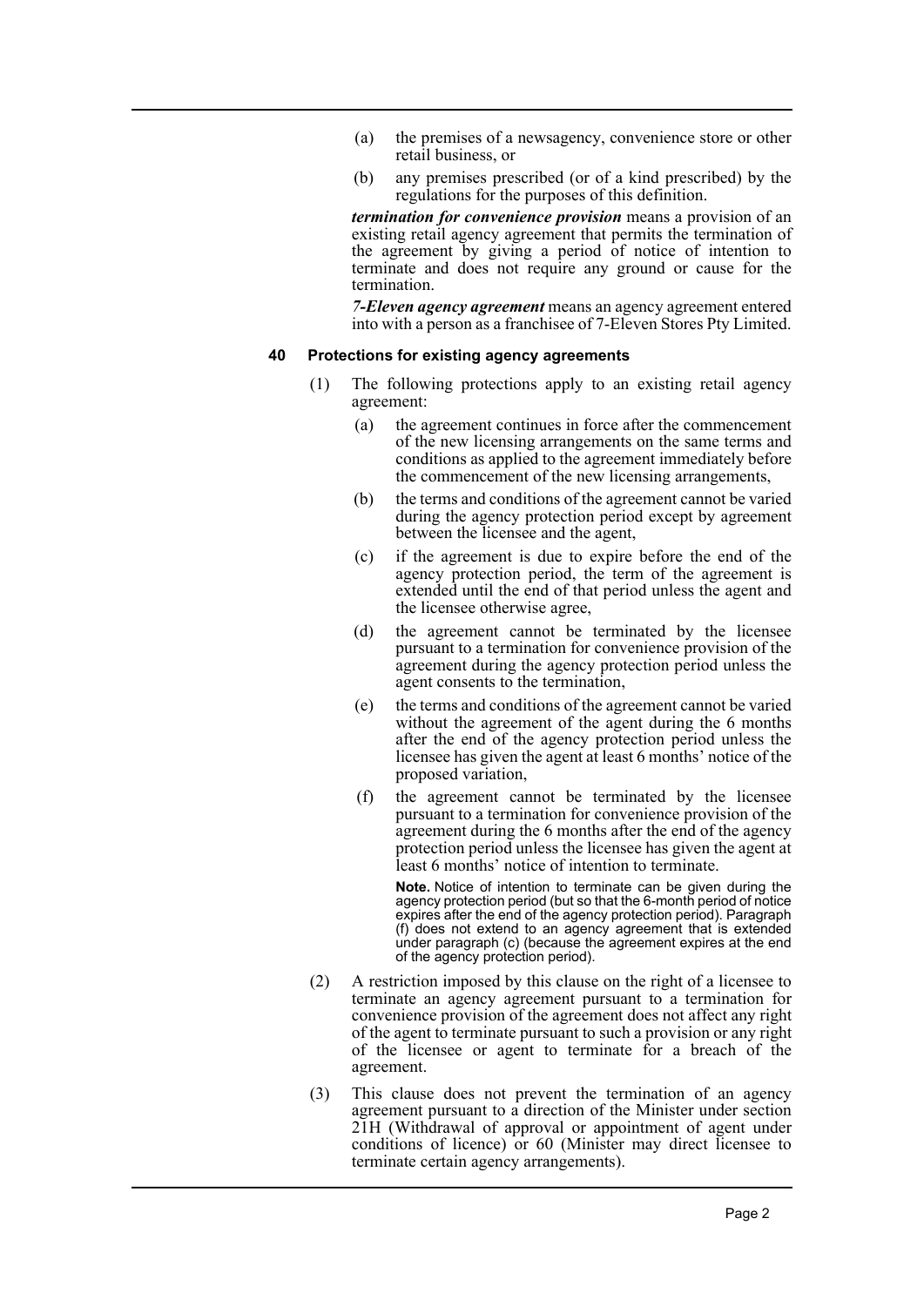(a) the premises of a newsagency, convenience store or other retail business, or

(b) any premises prescribed (or of a kind prescribed) by the regulations for the purposes of this definition.

***termination for convenience provision*** means a provision of an existing retail agency agreement that permits the termination of the agreement by giving a period of notice of intention to terminate and does not require any ground or cause for the termination.

***7-Eleven agency agreement*** means an agency agreement entered into with a person as a franchisee of 7-Eleven Stores Pty Limited.

**40 Protections for existing agency agreements**

(1) The following protections apply to an existing retail agency agreement:

(a) the agreement continues in force after the commencement of the new licensing arrangements on the same terms and conditions as applied to the agreement immediately before the commencement of the new licensing arrangements,

(b) the terms and conditions of the agreement cannot be varied during the agency protection period except by agreement between the licensee and the agent,

(c) if the agreement is due to expire before the end of the agency protection period, the term of the agreement is extended until the end of that period unless the agent and the licensee otherwise agree,

(d) the agreement cannot be terminated by the licensee pursuant to a termination for convenience provision of the agreement during the agency protection period unless the agent consents to the termination,

(e) the terms and conditions of the agreement cannot be varied without the agreement of the agent during the 6 months after the end of the agency protection period unless the licensee has given the agent at least 6 months' notice of the proposed variation,

(f) the agreement cannot be terminated by the licensee pursuant to a termination for convenience provision of the agreement during the 6 months after the end of the agency protection period unless the licensee has given the agent at least 6 months' notice of intention to terminate.

**Note.** Notice of intention to terminate can be given during the agency protection period (but so that the 6-month period of notice expires after the end of the agency protection period). Paragraph (f) does not extend to an agency agreement that is extended under paragraph (c) (because the agreement expires at the end of the agency protection period).

(2) A restriction imposed by this clause on the right of a licensee to terminate an agency agreement pursuant to a termination for convenience provision of the agreement does not affect any right of the agent to terminate pursuant to such a provision or any right of the licensee or agent to terminate for a breach of the agreement.

(3) This clause does not prevent the termination of an agency agreement pursuant to a direction of the Minister under section 21H (Withdrawal of approval or appointment of agent under conditions of licence) or 60 (Minister may direct licensee to terminate certain agency arrangements).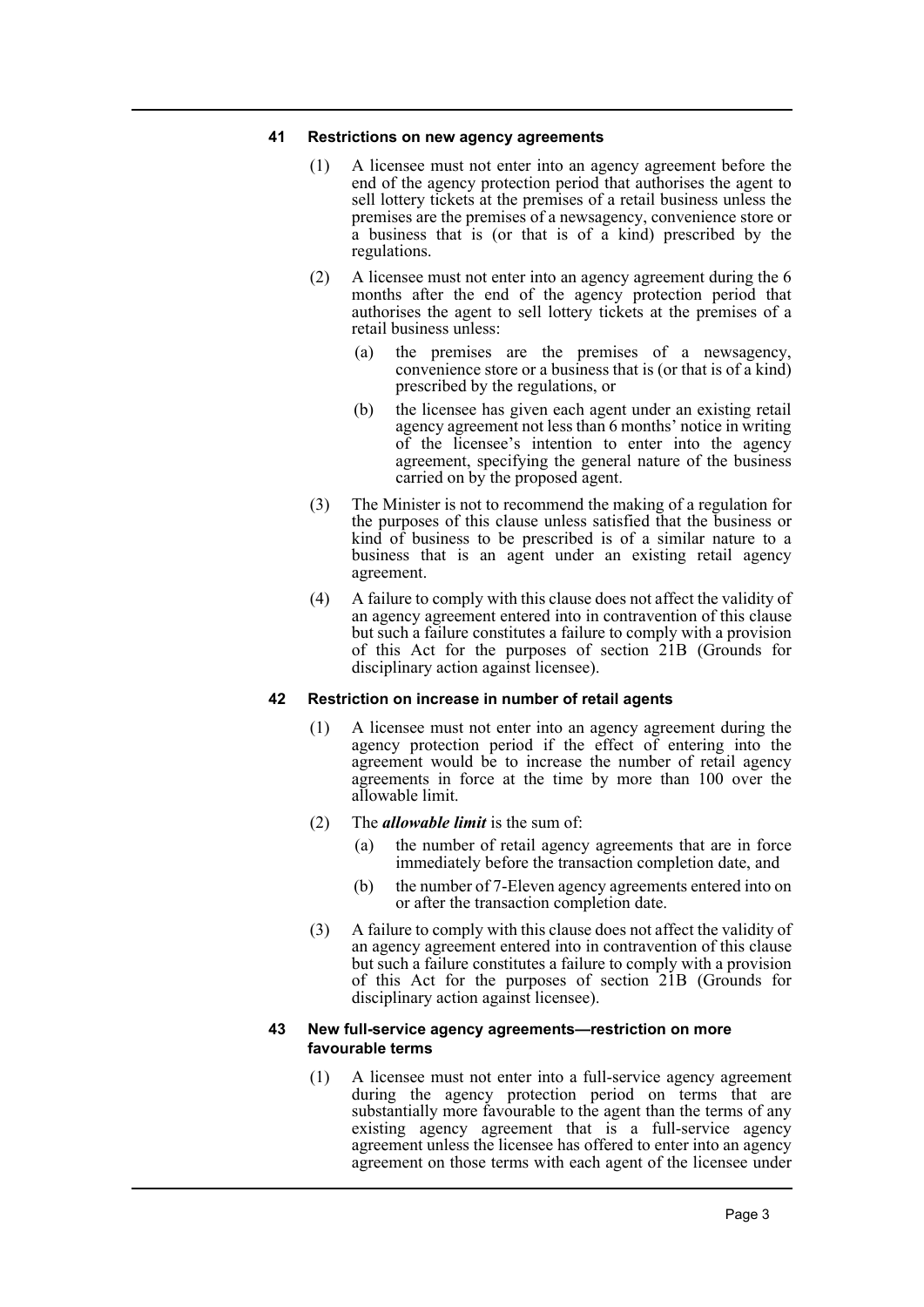### 41 Restrictions on new agency agreements

(1) A licensee must not enter into an agency agreement before the end of the agency protection period that authorises the agent to sell lottery tickets at the premises of a retail business unless the premises are the premises of a newsagency, convenience store or a business that is (or that is of a kind) prescribed by the regulations.

(2) A licensee must not enter into an agency agreement during the 6 months after the end of the agency protection period that authorises the agent to sell lottery tickets at the premises of a retail business unless:

- (a) the premises are the premises of a newsagency, convenience store or a business that is (or that is of a kind) prescribed by the regulations, or
- (b) the licensee has given each agent under an existing retail agency agreement not less than 6 months' notice in writing of the licensee's intention to enter into the agency agreement, specifying the general nature of the business carried on by the proposed agent.

(3) The Minister is not to recommend the making of a regulation for the purposes of this clause unless satisfied that the business or kind of business to be prescribed is of a similar nature to a business that is an agent under an existing retail agency agreement.

(4) A failure to comply with this clause does not affect the validity of an agency agreement entered into in contravention of this clause but such a failure constitutes a failure to comply with a provision of this Act for the purposes of section 21B (Grounds for disciplinary action against licensee).

### 42 Restriction on increase in number of retail agents

(1) A licensee must not enter into an agency agreement during the agency protection period if the effect of entering into the agreement would be to increase the number of retail agency agreements in force at the time by more than 100 over the allowable limit.

(2) The ***allowable limit*** is the sum of:

- (a) the number of retail agency agreements that are in force immediately before the transaction completion date, and
- (b) the number of 7-Eleven agency agreements entered into on or after the transaction completion date.

(3) A failure to comply with this clause does not affect the validity of an agency agreement entered into in contravention of this clause but such a failure constitutes a failure to comply with a provision of this Act for the purposes of section 21B (Grounds for disciplinary action against licensee).

### 43 New full-service agency agreements—restriction on more favourable terms

(1) A licensee must not enter into a full-service agency agreement during the agency protection period on terms that are substantially more favourable to the agent than the terms of any existing agency agreement that is a full-service agency agreement unless the licensee has offered to enter into an agency agreement on those terms with each agent of the licensee under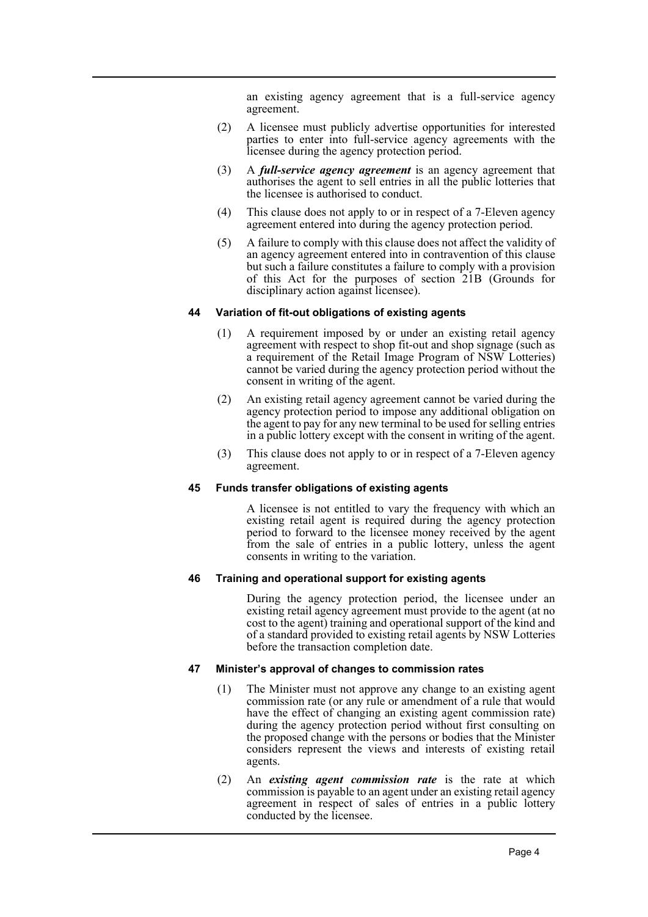an existing agency agreement that is a full-service agency agreement.

(2) A licensee must publicly advertise opportunities for interested parties to enter into full-service agency agreements with the licensee during the agency protection period.

(3) A ***full-service agency agreement*** is an agency agreement that authorises the agent to sell entries in all the public lotteries that the licensee is authorised to conduct.

(4) This clause does not apply to or in respect of a 7-Eleven agency agreement entered into during the agency protection period.

(5) A failure to comply with this clause does not affect the validity of an agency agreement entered into in contravention of this clause but such a failure constitutes a failure to comply with a provision of this Act for the purposes of section 21B (Grounds for disciplinary action against licensee).

#### 44 Variation of fit-out obligations of existing agents

(1) A requirement imposed by or under an existing retail agency agreement with respect to shop fit-out and shop signage (such as a requirement of the Retail Image Program of NSW Lotteries) cannot be varied during the agency protection period without the consent in writing of the agent.

(2) An existing retail agency agreement cannot be varied during the agency protection period to impose any additional obligation on the agent to pay for any new terminal to be used for selling entries in a public lottery except with the consent in writing of the agent.

(3) This clause does not apply to or in respect of a 7-Eleven agency agreement.

#### 45 Funds transfer obligations of existing agents

A licensee is not entitled to vary the frequency with which an existing retail agent is required during the agency protection period to forward to the licensee money received by the agent from the sale of entries in a public lottery, unless the agent consents in writing to the variation.

#### 46 Training and operational support for existing agents

During the agency protection period, the licensee under an existing retail agency agreement must provide to the agent (at no cost to the agent) training and operational support of the kind and of a standard provided to existing retail agents by NSW Lotteries before the transaction completion date.

#### 47 Minister's approval of changes to commission rates

(1) The Minister must not approve any change to an existing agent commission rate (or any rule or amendment of a rule that would have the effect of changing an existing agent commission rate) during the agency protection period without first consulting on the proposed change with the persons or bodies that the Minister considers represent the views and interests of existing retail agents.

(2) An ***existing agent commission rate*** is the rate at which commission is payable to an agent under an existing retail agency agreement in respect of sales of entries in a public lottery conducted by the licensee.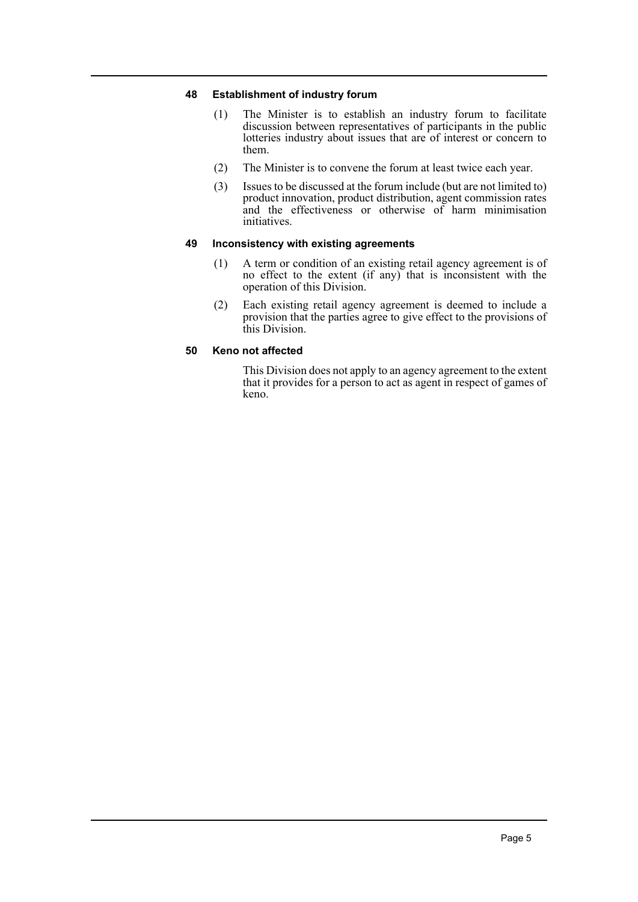#### 48 Establishment of industry forum

(1) The Minister is to establish an industry forum to facilitate discussion between representatives of participants in the public lotteries industry about issues that are of interest or concern to them.

(2) The Minister is to convene the forum at least twice each year.

(3) Issues to be discussed at the forum include (but are not limited to) product innovation, product distribution, agent commission rates and the effectiveness or otherwise of harm minimisation initiatives.

#### 49 Inconsistency with existing agreements

(1) A term or condition of an existing retail agency agreement is of no effect to the extent (if any) that is inconsistent with the operation of this Division.

(2) Each existing retail agency agreement is deemed to include a provision that the parties agree to give effect to the provisions of this Division.

#### 50 Keno not affected

This Division does not apply to an agency agreement to the extent that it provides for a person to act as agent in respect of games of keno.